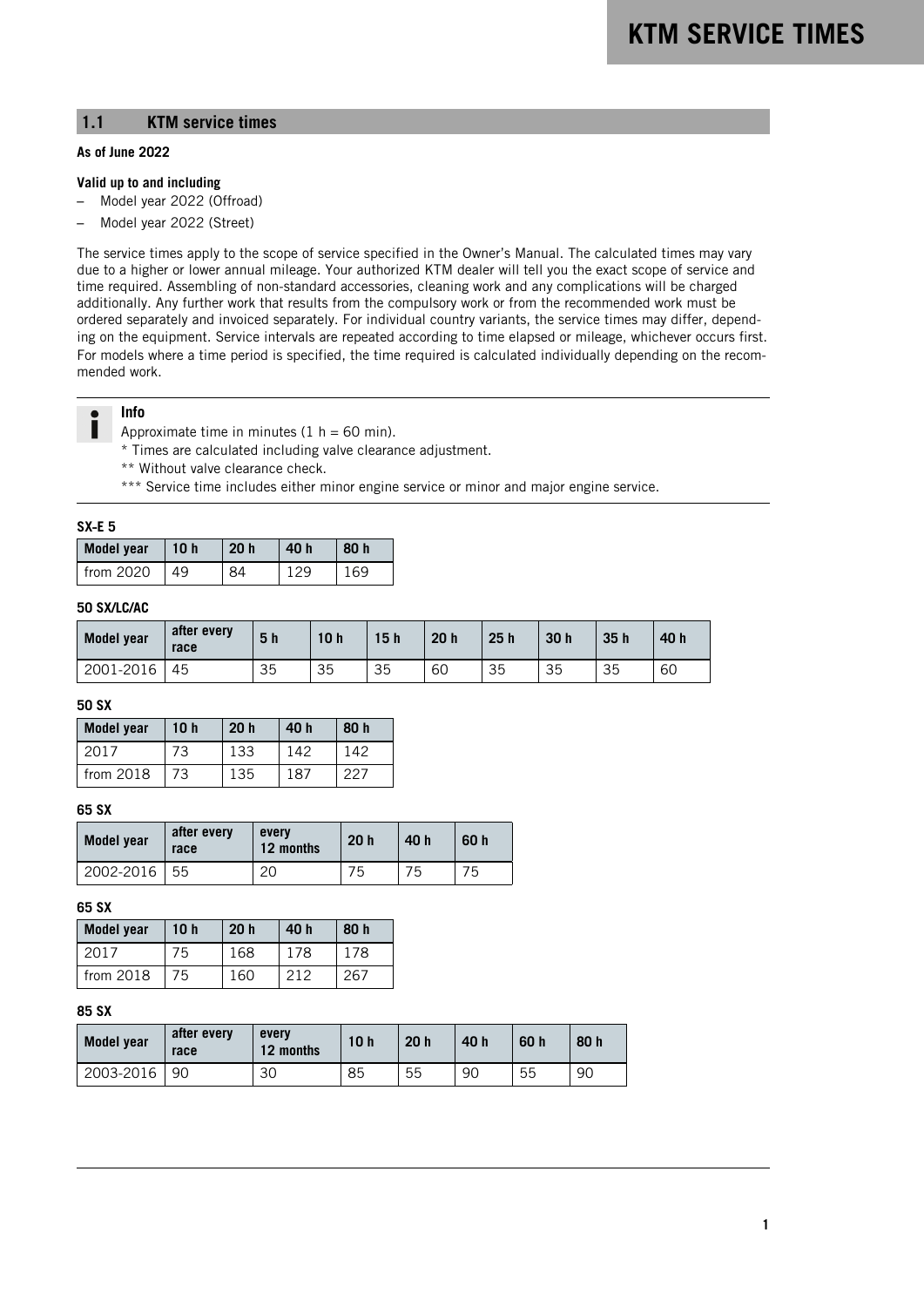## 1.1 KTM service times

**As of June 2022**

**Valid up to and including**

– Model year 2022 (Offroad)

– Model year 2022 (Street)

The service times apply to the scope of service specified in the Owner's Manual. The calculated times may vary due to a higher or lower annual mileage. Your authorized KTM dealer will tell you the exact scope of service and time required. Assembling of non-standard accessories, cleaning work and any complications will be charged additionally. Any further work that results from the compulsory work or from the recommended work must be ordered separately and invoiced separately. For individual country variants, the service times may differ, depending on the equipment. Service intervals are repeated according to time elapsed or mileage, whichever occurs first. For models where a time period is specified, the time required is calculated individually depending on the recommended work.

**Info**

Approximate time in minutes (1 h = 60 min).

* Times are calculated including valve clearance adjustment.

** Without valve clearance check.

*** Service time includes either minor engine service or minor and major engine service.

**SX-E 5**

| Model year | 10 h | 20 h | 40 h | 80 h |
|---|---|---|---|---|
| from 2020 | 49 | 84 | 129 | 169 |

**50 SX/LC/AC**

| Model year | after every race | 5 h | 10 h | 15 h | 20 h | 25 h | 30 h | 35 h | 40 h |
|---|---|---|---|---|---|---|---|---|---|
| 2001-2016 | 45 | 35 | 35 | 35 | 60 | 35 | 35 | 35 | 60 |

**50 SX**

| Model year | 10 h | 20 h | 40 h | 80 h |
|---|---|---|---|---|
| 2017 | 73 | 133 | 142 | 142 |
| from 2018 | 73 | 135 | 187 | 227 |

**65 SX**

| Model year | after every race | every 12 months | 20 h | 40 h | 60 h |
|---|---|---|---|---|---|
| 2002-2016 | 55 | 20 | 75 | 75 | 75 |

**65 SX**

| Model year | 10 h | 20 h | 40 h | 80 h |
|---|---|---|---|---|
| 2017 | 75 | 168 | 178 | 178 |
| from 2018 | 75 | 160 | 212 | 267 |

**85 SX**

| Model year | after every race | every 12 months | 10 h | 20 h | 40 h | 60 h | 80 h |
|---|---|---|---|---|---|---|---|
| 2003-2016 | 90 | 30 | 85 | 55 | 90 | 55 | 90 |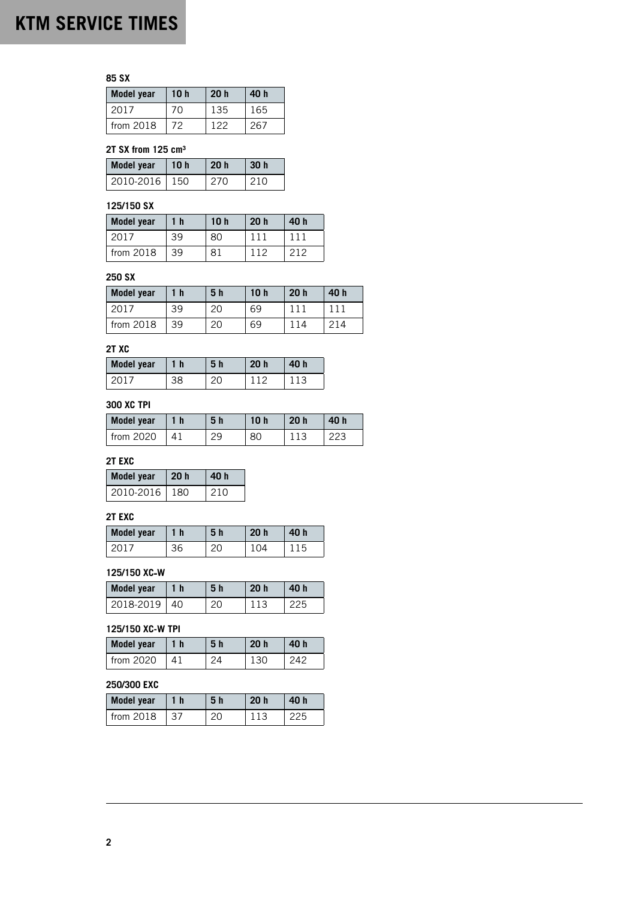# KTM SERVICE TIMES

### 85 SX

| Model year | 10 h | 20 h | 40 h |
|---|---|---|---|
| 2017 | 70 | 135 | 165 |
| from 2018 | 72 | 122 | 267 |

### 2T SX from 125 cm³

| Model year | 10 h | 20 h | 30 h |
|---|---|---|---|
| 2010-2016 | 150 | 270 | 210 |

### 125/150 SX

| Model year | 1 h | 10 h | 20 h | 40 h |
|---|---|---|---|---|
| 2017 | 39 | 80 | 111 | 111 |
| from 2018 | 39 | 81 | 112 | 212 |

### 250 SX

| Model year | 1 h | 5 h | 10 h | 20 h | 40 h |
|---|---|---|---|---|---|
| 2017 | 39 | 20 | 69 | 111 | 111 |
| from 2018 | 39 | 20 | 69 | 114 | 214 |

### 2T XC

| Model year | 1 h | 5 h | 20 h | 40 h |
|---|---|---|---|---|
| 2017 | 38 | 20 | 112 | 113 |

### 300 XC TPI

| Model year | 1 h | 5 h | 10 h | 20 h | 40 h |
|---|---|---|---|---|---|
| from 2020 | 41 | 29 | 80 | 113 | 223 |

### 2T EXC

| Model year | 20 h | 40 h |
|---|---|---|
| 2010-2016 | 180 | 210 |

### 2T EXC

| Model year | 1 h | 5 h | 20 h | 40 h |
|---|---|---|---|---|
| 2017 | 36 | 20 | 104 | 115 |

### 125/150 XC-W

| Model year | 1 h | 5 h | 20 h | 40 h |
|---|---|---|---|---|
| 2018-2019 | 40 | 20 | 113 | 225 |

### 125/150 XC-W TPI

| Model year | 1 h | 5 h | 20 h | 40 h |
|---|---|---|---|---|
| from 2020 | 41 | 24 | 130 | 242 |

### 250/300 EXC

| Model year | 1 h | 5 h | 20 h | 40 h |
|---|---|---|---|---|
| from 2018 | 37 | 20 | 113 | 225 |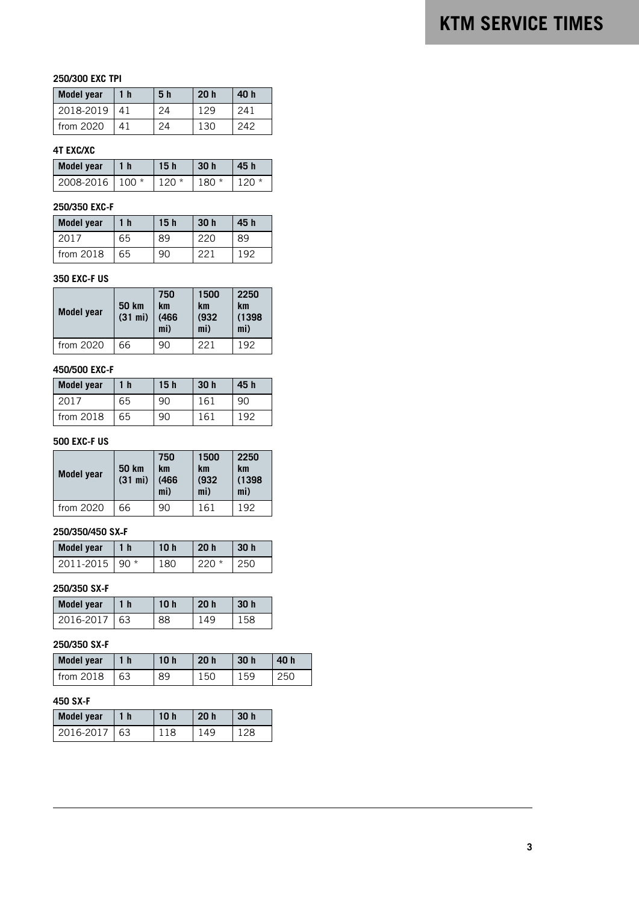## 250/300 EXC TPI

| Model year | 1 h | 5 h | 20 h | 40 h |
|---|---|---|---|---|
| 2018-2019 | 41 | 24 | 129 | 241 |
| from 2020 | 41 | 24 | 130 | 242 |

## 4T EXC/XC

| Model year | 1 h | 15 h | 30 h | 45 h |
|---|---|---|---|---|
| 2008-2016 | 100 * | 120 * | 180 * | 120 * |

## 250/350 EXC-F

| Model year | 1 h | 15 h | 30 h | 45 h |
|---|---|---|---|---|
| 2017 | 65 | 89 | 220 | 89 |
| from 2018 | 65 | 90 | 221 | 192 |

## 350 EXC-F US

| Model year | 50 km (31 mi) | 750 km (466 mi) | 1500 km (932 mi) | 2250 km (1398 mi) |
|---|---|---|---|---|
| from 2020 | 66 | 90 | 221 | 192 |

## 450/500 EXC-F

| Model year | 1 h | 15 h | 30 h | 45 h |
|---|---|---|---|---|
| 2017 | 65 | 90 | 161 | 90 |
| from 2018 | 65 | 90 | 161 | 192 |

## 500 EXC-F US

| Model year | 50 km (31 mi) | 750 km (466 mi) | 1500 km (932 mi) | 2250 km (1398 mi) |
|---|---|---|---|---|
| from 2020 | 66 | 90 | 161 | 192 |

## 250/350/450 SX-F

| Model year | 1 h | 10 h | 20 h | 30 h |
|---|---|---|---|---|
| 2011-2015 | 90 * | 180 | 220 * | 250 |

## 250/350 SX-F

| Model year | 1 h | 10 h | 20 h | 30 h |
|---|---|---|---|---|
| 2016-2017 | 63 | 88 | 149 | 158 |

## 250/350 SX-F

| Model year | 1 h | 10 h | 20 h | 30 h | 40 h |
|---|---|---|---|---|---|
| from 2018 | 63 | 89 | 150 | 159 | 250 |

## 450 SX-F

| Model year | 1 h | 10 h | 20 h | 30 h |
|---|---|---|---|---|
| 2016-2017 | 63 | 118 | 149 | 128 |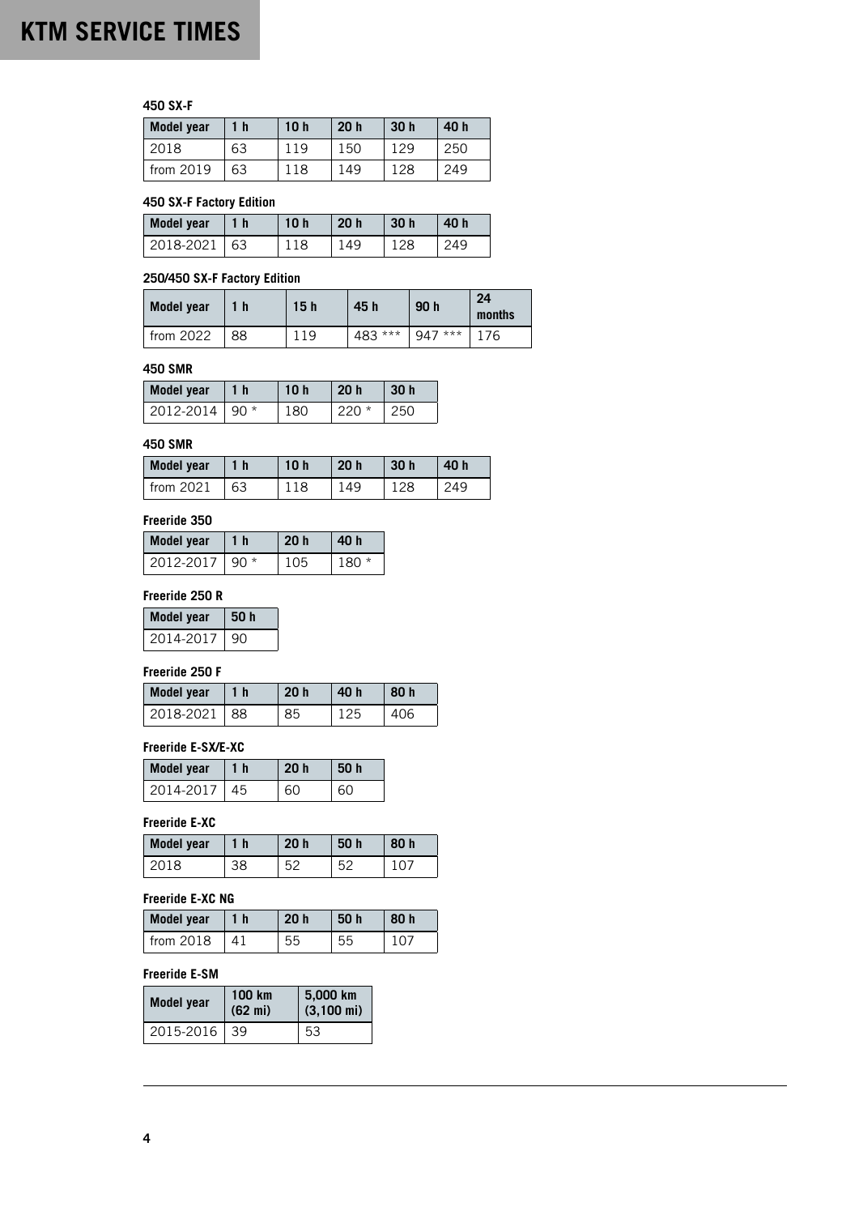# KTM SERVICE TIMES

### 450 SX-F

| Model year | 1 h | 10 h | 20 h | 30 h | 40 h |
|---|---|---|---|---|---|
| 2018 | 63 | 119 | 150 | 129 | 250 |
| from 2019 | 63 | 118 | 149 | 128 | 249 |

### 450 SX-F Factory Edition

| Model year | 1 h | 10 h | 20 h | 30 h | 40 h |
|---|---|---|---|---|---|
| 2018-2021 | 63 | 118 | 149 | 128 | 249 |

### 250/450 SX-F Factory Edition

| Model year | 1 h | 15 h | 45 h | 90 h | 24 months |
|---|---|---|---|---|---|
| from 2022 | 88 | 119 | 483 *** | 947 *** | 176 |

### 450 SMR

| Model year | 1 h | 10 h | 20 h | 30 h |
|---|---|---|---|---|
| 2012-2014 | 90 * | 180 | 220 * | 250 |

### 450 SMR

| Model year | 1 h | 10 h | 20 h | 30 h | 40 h |
|---|---|---|---|---|---|
| from 2021 | 63 | 118 | 149 | 128 | 249 |

### Freeride 350

| Model year | 1 h | 20 h | 40 h |
|---|---|---|---|
| 2012-2017 | 90 * | 105 | 180 * |

### Freeride 250 R

| Model year | 50 h |
|---|---|
| 2014-2017 | 90 |

### Freeride 250 F

| Model year | 1 h | 20 h | 40 h | 80 h |
|---|---|---|---|---|
| 2018-2021 | 88 | 85 | 125 | 406 |

### Freeride E-SX/E-XC

| Model year | 1 h | 20 h | 50 h |
|---|---|---|---|
| 2014-2017 | 45 | 60 | 60 |

### Freeride E-XC

| Model year | 1 h | 20 h | 50 h | 80 h |
|---|---|---|---|---|
| 2018 | 38 | 52 | 52 | 107 |

### Freeride E-XC NG

| Model year | 1 h | 20 h | 50 h | 80 h |
|---|---|---|---|---|
| from 2018 | 41 | 55 | 55 | 107 |

### Freeride E-SM

| Model year | 100 km (62 mi) | 5,000 km (3,100 mi) |
|---|---|---|
| 2015-2016 | 39 | 53 |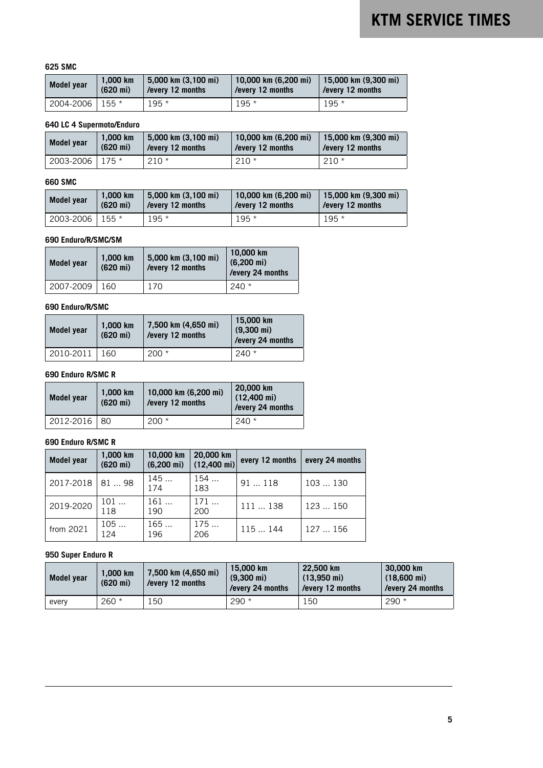# KTM SERVICE TIMES

### 625 SMC

| Model year | 1,000 km (620 mi) | 5,000 km (3,100 mi) /every 12 months | 10,000 km (6,200 mi) /every 12 months | 15,000 km (9,300 mi) /every 12 months |
|---|---|---|---|---|
| 2004-2006 | 155 * | 195 * | 195 * | 195 * |

### 640 LC 4 Supermoto/Enduro

| Model year | 1,000 km (620 mi) | 5,000 km (3,100 mi) /every 12 months | 10,000 km (6,200 mi) /every 12 months | 15,000 km (9,300 mi) /every 12 months |
|---|---|---|---|---|
| 2003-2006 | 175 * | 210 * | 210 * | 210 * |

### 660 SMC

| Model year | 1,000 km (620 mi) | 5,000 km (3,100 mi) /every 12 months | 10,000 km (6,200 mi) /every 12 months | 15,000 km (9,300 mi) /every 12 months |
|---|---|---|---|---|
| 2003-2006 | 155 * | 195 * | 195 * | 195 * |

### 690 Enduro/R/SMC/SM

| Model year | 1,000 km (620 mi) | 5,000 km (3,100 mi) /every 12 months | 10,000 km (6,200 mi) /every 24 months |
|---|---|---|---|
| 2007-2009 | 160 | 170 | 240 * |

### 690 Enduro/R/SMC

| Model year | 1,000 km (620 mi) | 7,500 km (4,650 mi) /every 12 months | 15,000 km (9,300 mi) /every 24 months |
|---|---|---|---|
| 2010-2011 | 160 | 200 * | 240 * |

### 690 Enduro R/SMC R

| Model year | 1,000 km (620 mi) | 10,000 km (6,200 mi) /every 12 months | 20,000 km (12,400 mi) /every 24 months |
|---|---|---|---|
| 2012-2016 | 80 | 200 * | 240 * |

### 690 Enduro R/SMC R

| Model year | 1,000 km (620 mi) | 10,000 km (6,200 mi) | 20,000 km (12,400 mi) | every 12 months | every 24 months |
|---|---|---|---|---|---|
| 2017-2018 | 81 ... 98 | 145 ... 174 | 154 ... 183 | 91 ... 118 | 103 ... 130 |
| 2019-2020 | 101 ... 118 | 161 ... 190 | 171 ... 200 | 111 ... 138 | 123 ... 150 |
| from 2021 | 105 ... 124 | 165 ... 196 | 175 ... 206 | 115 ... 144 | 127 ... 156 |

### 950 Super Enduro R

| Model year | 1,000 km (620 mi) | 7,500 km (4,650 mi) /every 12 months | 15,000 km (9,300 mi) /every 24 months | 22,500 km (13,950 mi) /every 12 months | 30,000 km (18,600 mi) /every 24 months |
|---|---|---|---|---|---|
| every | 260 * | 150 | 290 * | 150 | 290 * |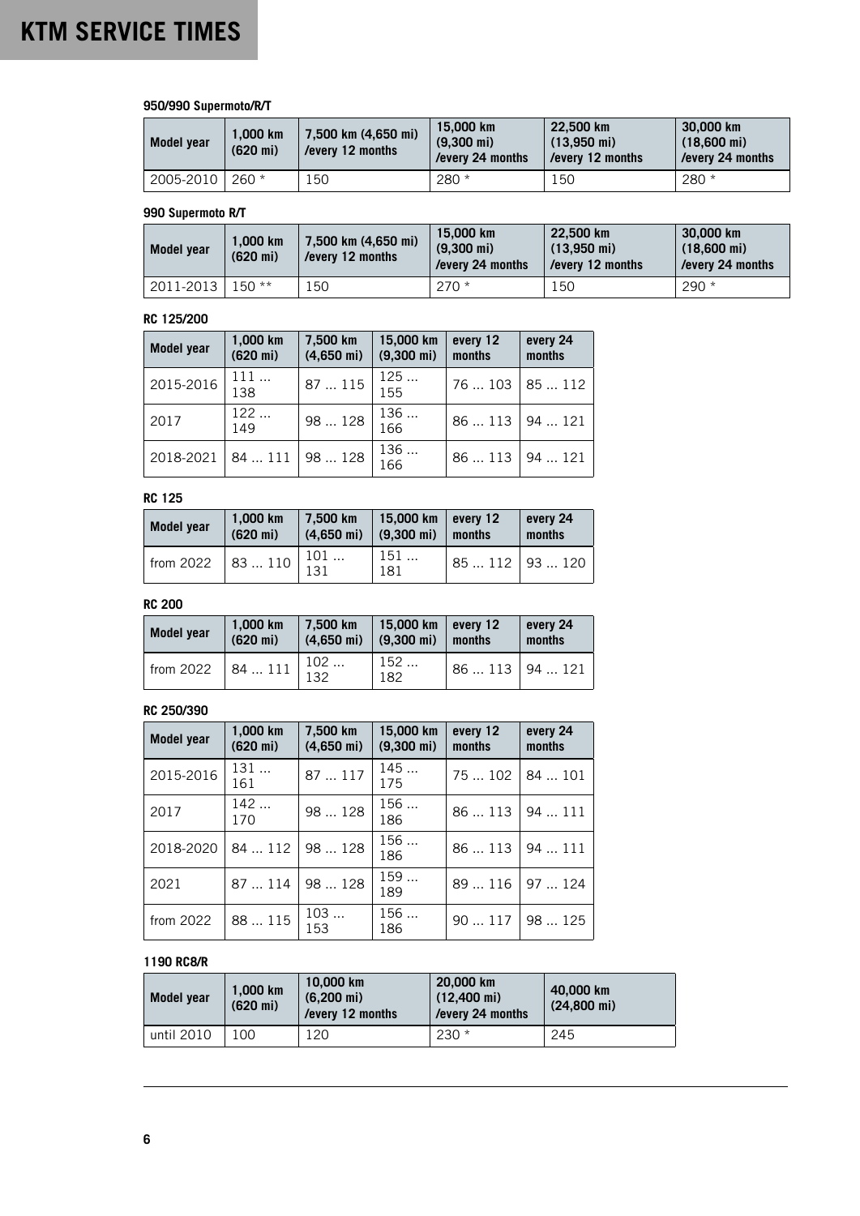# KTM SERVICE TIMES

### 950/990 Supermoto/R/T

| Model year | 1,000 km (620 mi) | 7,500 km (4,650 mi) /every 12 months | 15,000 km (9,300 mi) /every 24 months | 22,500 km (13,950 mi) /every 12 months | 30,000 km (18,600 mi) /every 24 months |
|---|---|---|---|---|---|
| 2005-2010 | 260 * | 150 | 280 * | 150 | 280 * |

### 990 Supermoto R/T

| Model year | 1,000 km (620 mi) | 7,500 km (4,650 mi) /every 12 months | 15,000 km (9,300 mi) /every 24 months | 22,500 km (13,950 mi) /every 12 months | 30,000 km (18,600 mi) /every 24 months |
|---|---|---|---|---|---|
| 2011-2013 | 150 ** | 150 | 270 * | 150 | 290 * |

### RC 125/200

| Model year | 1,000 km (620 mi) | 7,500 km (4,650 mi) | 15,000 km (9,300 mi) | every 12 months | every 24 months |
|---|---|---|---|---|---|
| 2015-2016 | 111 ... 138 | 87 ... 115 | 125 ... 155 | 76 ... 103 | 85 ... 112 |
| 2017 | 122 ... 149 | 98 ... 128 | 136 ... 166 | 86 ... 113 | 94 ... 121 |
| 2018-2021 | 84 ... 111 | 98 ... 128 | 136 ... 166 | 86 ... 113 | 94 ... 121 |

### RC 125

| Model year | 1,000 km (620 mi) | 7,500 km (4,650 mi) | 15,000 km (9,300 mi) | every 12 months | every 24 months |
|---|---|---|---|---|---|
| from 2022 | 83 ... 110 | 101 ... 131 | 151 ... 181 | 85 ... 112 | 93 ... 120 |

### RC 200

| Model year | 1,000 km (620 mi) | 7,500 km (4,650 mi) | 15,000 km (9,300 mi) | every 12 months | every 24 months |
|---|---|---|---|---|---|
| from 2022 | 84 ... 111 | 102 ... 132 | 152 ... 182 | 86 ... 113 | 94 ... 121 |

### RC 250/390

| Model year | 1,000 km (620 mi) | 7,500 km (4,650 mi) | 15,000 km (9,300 mi) | every 12 months | every 24 months |
|---|---|---|---|---|---|
| 2015-2016 | 131 ... 161 | 87 ... 117 | 145 ... 175 | 75 ... 102 | 84 ... 101 |
| 2017 | 142 ... 170 | 98 ... 128 | 156 ... 186 | 86 ... 113 | 94 ... 111 |
| 2018-2020 | 84 ... 112 | 98 ... 128 | 156 ... 186 | 86 ... 113 | 94 ... 111 |
| 2021 | 87 ... 114 | 98 ... 128 | 159 ... 189 | 89 ... 116 | 97 ... 124 |
| from 2022 | 88 ... 115 | 103 ... 153 | 156 ... 186 | 90 ... 117 | 98 ... 125 |

### 1190 RC8/R

| Model year | 1,000 km (620 mi) | 10,000 km (6,200 mi) /every 12 months | 20,000 km (12,400 mi) /every 24 months | 40,000 km (24,800 mi) |
|---|---|---|---|---|
| until 2010 | 100 | 120 | 230 * | 245 |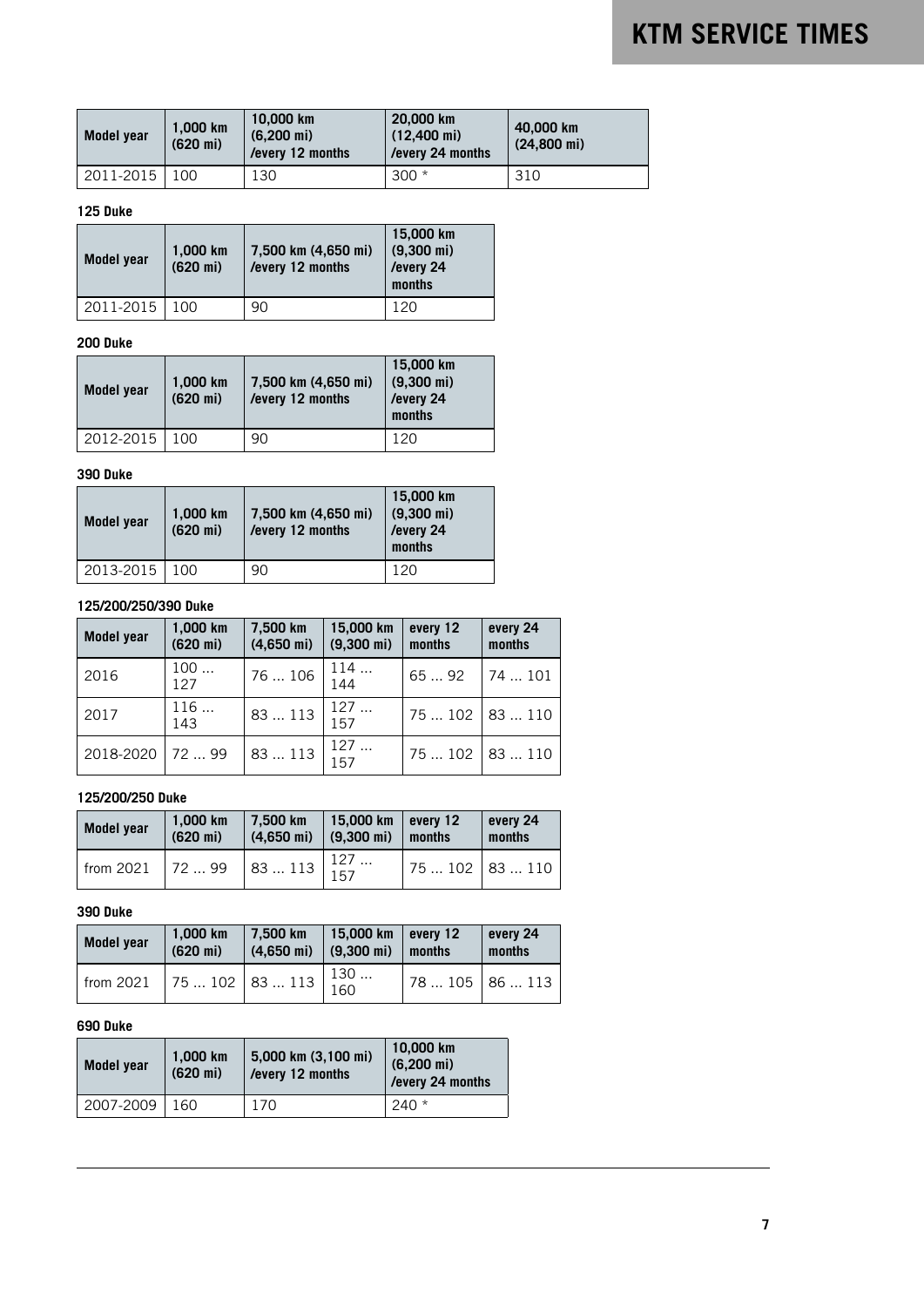| Model year | 1,000 km (620 mi) | 10,000 km (6,200 mi) /every 12 months | 20,000 km (12,400 mi) /every 24 months | 40,000 km (24,800 mi) |
|---|---|---|---|---|
| 2011-2015 | 100 | 130 | 300 * | 310 |

**125 Duke**

| Model year | 1,000 km (620 mi) | 7,500 km (4,650 mi) /every 12 months | 15,000 km (9,300 mi) /every 24 months |
|---|---|---|---|
| 2011-2015 | 100 | 90 | 120 |

**200 Duke**

| Model year | 1,000 km (620 mi) | 7,500 km (4,650 mi) /every 12 months | 15,000 km (9,300 mi) /every 24 months |
|---|---|---|---|
| 2012-2015 | 100 | 90 | 120 |

**390 Duke**

| Model year | 1,000 km (620 mi) | 7,500 km (4,650 mi) /every 12 months | 15,000 km (9,300 mi) /every 24 months |
|---|---|---|---|
| 2013-2015 | 100 | 90 | 120 |

**125/200/250/390 Duke**

| Model year | 1,000 km (620 mi) | 7,500 km (4,650 mi) | 15,000 km (9,300 mi) | every 12 months | every 24 months |
|---|---|---|---|---|---|
| 2016 | 100 … 127 | 76 … 106 | 114 … 144 | 65 … 92 | 74 … 101 |
| 2017 | 116 … 143 | 83 … 113 | 127 … 157 | 75 … 102 | 83 … 110 |
| 2018-2020 | 72 … 99 | 83 … 113 | 127 … 157 | 75 … 102 | 83 … 110 |

**125/200/250 Duke**

| Model year | 1,000 km (620 mi) | 7,500 km (4,650 mi) | 15,000 km (9,300 mi) | every 12 months | every 24 months |
|---|---|---|---|---|---|
| from 2021 | 72 … 99 | 83 … 113 | 127 … 157 | 75 … 102 | 83 … 110 |

**390 Duke**

| Model year | 1,000 km (620 mi) | 7,500 km (4,650 mi) | 15,000 km (9,300 mi) | every 12 months | every 24 months |
|---|---|---|---|---|---|
| from 2021 | 75 … 102 | 83 … 113 | 130 … 160 | 78 … 105 | 86 … 113 |

**690 Duke**

| Model year | 1,000 km (620 mi) | 5,000 km (3,100 mi) /every 12 months | 10,000 km (6,200 mi) /every 24 months |
|---|---|---|---|
| 2007-2009 | 160 | 170 | 240 * |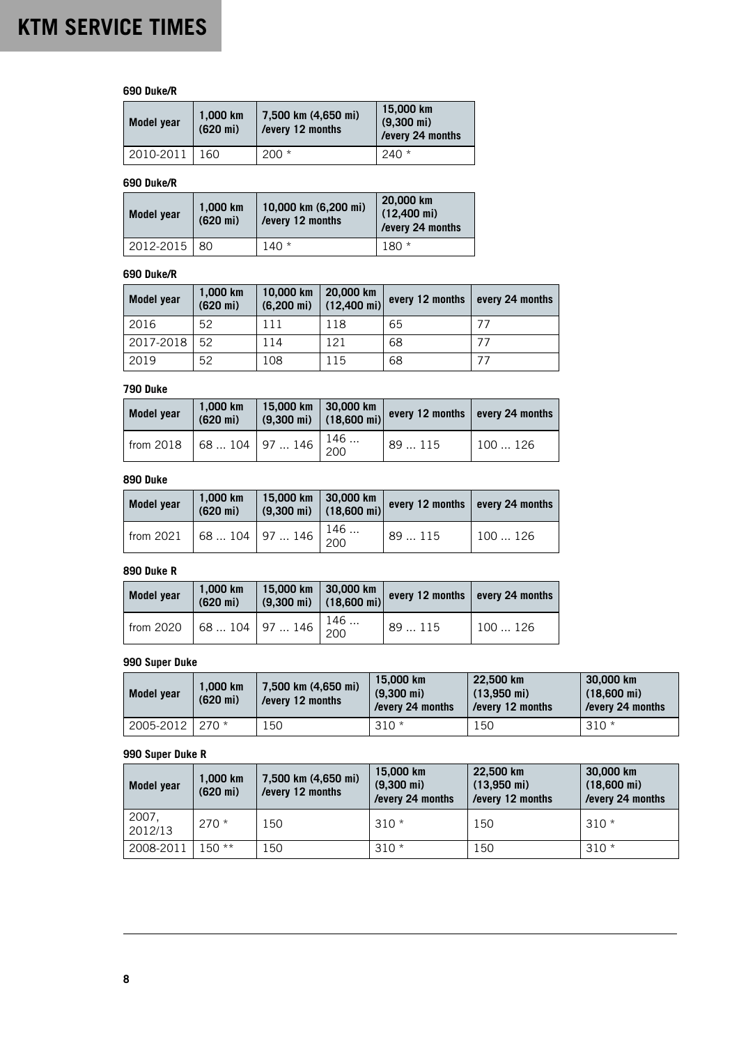# KTM SERVICE TIMES

**690 Duke/R**

| Model year | 1,000 km (620 mi) | 7,500 km (4,650 mi) /every 12 months | 15,000 km (9,300 mi) /every 24 months |
|---|---|---|---|
| 2010-2011 | 160 | 200 * | 240 * |

**690 Duke/R**

| Model year | 1,000 km (620 mi) | 10,000 km (6,200 mi) /every 12 months | 20,000 km (12,400 mi) /every 24 months |
|---|---|---|---|
| 2012-2015 | 80 | 140 * | 180 * |

**690 Duke/R**

| Model year | 1,000 km (620 mi) | 10,000 km (6,200 mi) | 20,000 km (12,400 mi) | every 12 months | every 24 months |
|---|---|---|---|---|---|
| 2016 | 52 | 111 | 118 | 65 | 77 |
| 2017-2018 | 52 | 114 | 121 | 68 | 77 |
| 2019 | 52 | 108 | 115 | 68 | 77 |

**790 Duke**

| Model year | 1,000 km (620 mi) | 15,000 km (9,300 mi) | 30,000 km (18,600 mi) | every 12 months | every 24 months |
|---|---|---|---|---|---|
| from 2018 | 68 … 104 | 97 … 146 | 146 … 200 | 89 … 115 | 100 … 126 |

**890 Duke**

| Model year | 1,000 km (620 mi) | 15,000 km (9,300 mi) | 30,000 km (18,600 mi) | every 12 months | every 24 months |
|---|---|---|---|---|---|
| from 2021 | 68 … 104 | 97 … 146 | 146 … 200 | 89 … 115 | 100 … 126 |

**890 Duke R**

| Model year | 1,000 km (620 mi) | 15,000 km (9,300 mi) | 30,000 km (18,600 mi) | every 12 months | every 24 months |
|---|---|---|---|---|---|
| from 2020 | 68 … 104 | 97 … 146 | 146 … 200 | 89 … 115 | 100 … 126 |

**990 Super Duke**

| Model year | 1,000 km (620 mi) | 7,500 km (4,650 mi) /every 12 months | 15,000 km (9,300 mi) /every 24 months | 22,500 km (13,950 mi) /every 12 months | 30,000 km (18,600 mi) /every 24 months |
|---|---|---|---|---|---|
| 2005-2012 | 270 * | 150 | 310 * | 150 | 310 * |

**990 Super Duke R**

| Model year | 1,000 km (620 mi) | 7,500 km (4,650 mi) /every 12 months | 15,000 km (9,300 mi) /every 24 months | 22,500 km (13,950 mi) /every 12 months | 30,000 km (18,600 mi) /every 24 months |
|---|---|---|---|---|---|
| 2007, 2012/13 | 270 * | 150 | 310 * | 150 | 310 * |
| 2008-2011 | 150 ** | 150 | 310 * | 150 | 310 * |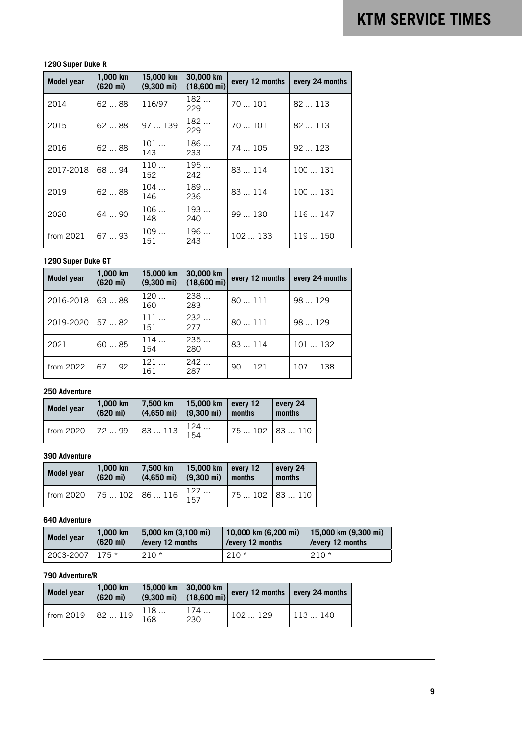# KTM SERVICE TIMES

### 1290 Super Duke R

| Model year | 1,000 km (620 mi) | 15,000 km (9,300 mi) | 30,000 km (18,600 mi) | every 12 months | every 24 months |
|---|---|---|---|---|---|
| 2014 | 62 … 88 | 116/97 | 182 … 229 | 70 … 101 | 82 … 113 |
| 2015 | 62 … 88 | 97 … 139 | 182 … 229 | 70 … 101 | 82 … 113 |
| 2016 | 62 … 88 | 101 … 143 | 186 … 233 | 74 … 105 | 92 … 123 |
| 2017-2018 | 68 … 94 | 110 … 152 | 195 … 242 | 83 … 114 | 100 … 131 |
| 2019 | 62 … 88 | 104 … 146 | 189 … 236 | 83 … 114 | 100 … 131 |
| 2020 | 64 … 90 | 106 … 148 | 193 … 240 | 99 … 130 | 116 … 147 |
| from 2021 | 67 … 93 | 109 … 151 | 196 … 243 | 102 … 133 | 119 … 150 |

### 1290 Super Duke GT

| Model year | 1,000 km (620 mi) | 15,000 km (9,300 mi) | 30,000 km (18,600 mi) | every 12 months | every 24 months |
|---|---|---|---|---|---|
| 2016-2018 | 63 … 88 | 120 … 160 | 238 … 283 | 80 … 111 | 98 … 129 |
| 2019-2020 | 57 … 82 | 111 … 151 | 232 … 277 | 80 … 111 | 98 … 129 |
| 2021 | 60 … 85 | 114 … 154 | 235 … 280 | 83 … 114 | 101 … 132 |
| from 2022 | 67 … 92 | 121 … 161 | 242 … 287 | 90 … 121 | 107 … 138 |

### 250 Adventure

| Model year | 1,000 km (620 mi) | 7,500 km (4,650 mi) | 15,000 km (9,300 mi) | every 12 months | every 24 months |
|---|---|---|---|---|---|
| from 2020 | 72 … 99 | 83 … 113 | 124 … 154 | 75 … 102 | 83 … 110 |

### 390 Adventure

| Model year | 1,000 km (620 mi) | 7,500 km (4,650 mi) | 15,000 km (9,300 mi) | every 12 months | every 24 months |
|---|---|---|---|---|---|
| from 2020 | 75 … 102 | 86 … 116 | 127 … 157 | 75 … 102 | 83 … 110 |

### 640 Adventure

| Model year | 1,000 km (620 mi) | 5,000 km (3,100 mi) /every 12 months | 10,000 km (6,200 mi) /every 12 months | 15,000 km (9,300 mi) /every 12 months |
|---|---|---|---|---|
| 2003-2007 | 175 * | 210 * | 210 * | 210 * |

### 790 Adventure/R

| Model year | 1,000 km (620 mi) | 15,000 km (9,300 mi) | 30,000 km (18,600 mi) | every 12 months | every 24 months |
|---|---|---|---|---|---|
| from 2019 | 82 … 119 | 118 … 168 | 174 … 230 | 102 … 129 | 113 … 140 |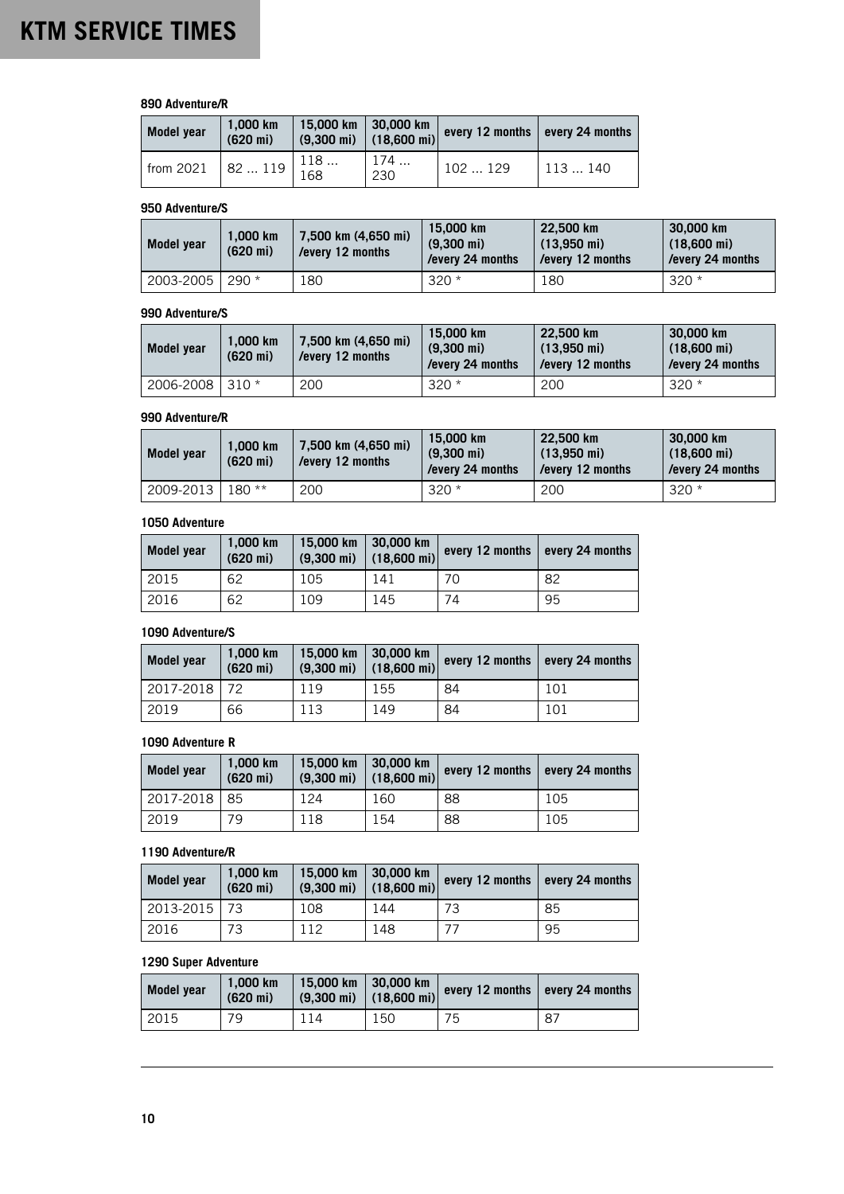# KTM SERVICE TIMES

### 890 Adventure/R

| Model year | 1,000 km (620 mi) | 15,000 km (9,300 mi) | 30,000 km (18,600 mi) | every 12 months | every 24 months |
|---|---|---|---|---|---|
| from 2021 | 82 … 119 | 118 … 168 | 174 … 230 | 102 … 129 | 113 … 140 |

### 950 Adventure/S

| Model year | 1,000 km (620 mi) | 7,500 km (4,650 mi) /every 12 months | 15,000 km (9,300 mi) /every 24 months | 22,500 km (13,950 mi) /every 12 months | 30,000 km (18,600 mi) /every 24 months |
|---|---|---|---|---|---|
| 2003-2005 | 290 * | 180 | 320 * | 180 | 320 * |

### 990 Adventure/S

| Model year | 1,000 km (620 mi) | 7,500 km (4,650 mi) /every 12 months | 15,000 km (9,300 mi) /every 24 months | 22,500 km (13,950 mi) /every 12 months | 30,000 km (18,600 mi) /every 24 months |
|---|---|---|---|---|---|
| 2006-2008 | 310 * | 200 | 320 * | 200 | 320 * |

### 990 Adventure/R

| Model year | 1,000 km (620 mi) | 7,500 km (4,650 mi) /every 12 months | 15,000 km (9,300 mi) /every 24 months | 22,500 km (13,950 mi) /every 12 months | 30,000 km (18,600 mi) /every 24 months |
|---|---|---|---|---|---|
| 2009-2013 | 180 ** | 200 | 320 * | 200 | 320 * |

### 1050 Adventure

| Model year | 1,000 km (620 mi) | 15,000 km (9,300 mi) | 30,000 km (18,600 mi) | every 12 months | every 24 months |
|---|---|---|---|---|---|
| 2015 | 62 | 105 | 141 | 70 | 82 |
| 2016 | 62 | 109 | 145 | 74 | 95 |

### 1090 Adventure/S

| Model year | 1,000 km (620 mi) | 15,000 km (9,300 mi) | 30,000 km (18,600 mi) | every 12 months | every 24 months |
|---|---|---|---|---|---|
| 2017-2018 | 72 | 119 | 155 | 84 | 101 |
| 2019 | 66 | 113 | 149 | 84 | 101 |

### 1090 Adventure R

| Model year | 1,000 km (620 mi) | 15,000 km (9,300 mi) | 30,000 km (18,600 mi) | every 12 months | every 24 months |
|---|---|---|---|---|---|
| 2017-2018 | 85 | 124 | 160 | 88 | 105 |
| 2019 | 79 | 118 | 154 | 88 | 105 |

### 1190 Adventure/R

| Model year | 1,000 km (620 mi) | 15,000 km (9,300 mi) | 30,000 km (18,600 mi) | every 12 months | every 24 months |
|---|---|---|---|---|---|
| 2013-2015 | 73 | 108 | 144 | 73 | 85 |
| 2016 | 73 | 112 | 148 | 77 | 95 |

### 1290 Super Adventure

| Model year | 1,000 km (620 mi) | 15,000 km (9,300 mi) | 30,000 km (18,600 mi) | every 12 months | every 24 months |
|---|---|---|---|---|---|
| 2015 | 79 | 114 | 150 | 75 | 87 |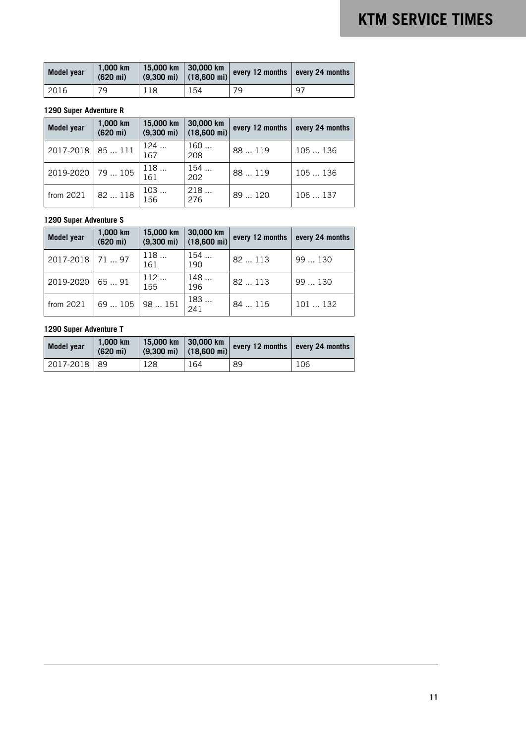| Model year | 1,000 km (620 mi) | 15,000 km (9,300 mi) | 30,000 km (18,600 mi) | every 12 months | every 24 months |
|---|---|---|---|---|---|
| 2016 | 79 | 118 | 154 | 79 | 97 |

**1290 Super Adventure R**

| Model year | 1,000 km (620 mi) | 15,000 km (9,300 mi) | 30,000 km (18,600 mi) | every 12 months | every 24 months |
|---|---|---|---|---|---|
| 2017-2018 | 85 … 111 | 124 … 167 | 160 … 208 | 88 … 119 | 105 … 136 |
| 2019-2020 | 79 … 105 | 118 … 161 | 154 … 202 | 88 … 119 | 105 … 136 |
| from 2021 | 82 … 118 | 103 … 156 | 218 … 276 | 89 … 120 | 106 … 137 |

**1290 Super Adventure S**

| Model year | 1,000 km (620 mi) | 15,000 km (9,300 mi) | 30,000 km (18,600 mi) | every 12 months | every 24 months |
|---|---|---|---|---|---|
| 2017-2018 | 71 … 97 | 118 … 161 | 154 … 190 | 82 … 113 | 99 … 130 |
| 2019-2020 | 65 … 91 | 112 … 155 | 148 … 196 | 82 … 113 | 99 … 130 |
| from 2021 | 69 … 105 | 98 … 151 | 183 … 241 | 84 … 115 | 101 … 132 |

**1290 Super Adventure T**

| Model year | 1,000 km (620 mi) | 15,000 km (9,300 mi) | 30,000 km (18,600 mi) | every 12 months | every 24 months |
|---|---|---|---|---|---|
| 2017-2018 | 89 | 128 | 164 | 89 | 106 |